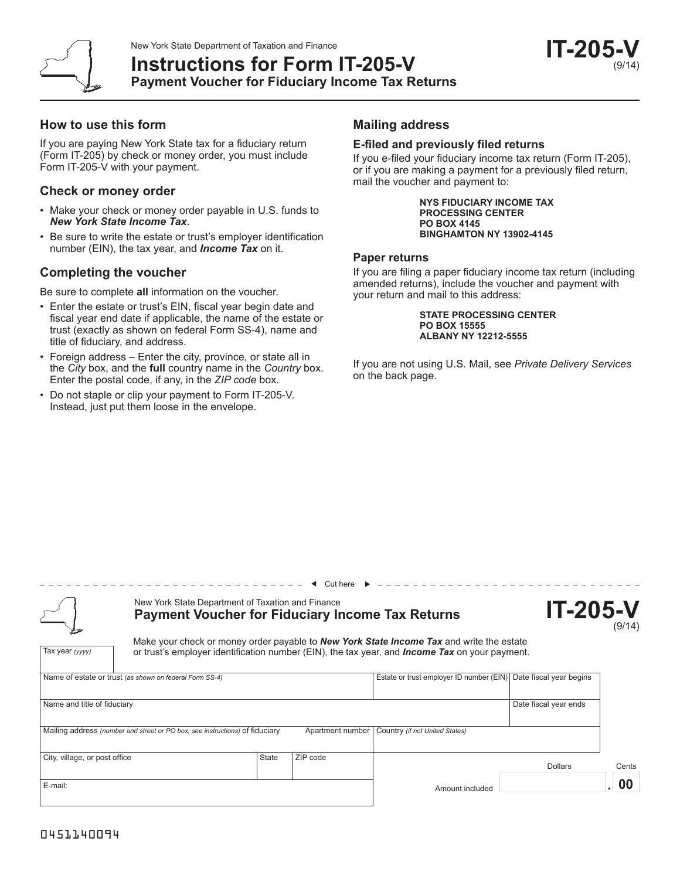New York State Department of Taxation and Finance

# Instructions for Form IT-205-V

**Payment Voucher for Fiduciary Income Tax Returns**

**IT-205-V** (9/14)

## How to use this form

If you are paying New York State tax for a fiduciary return (Form IT-205) by check or money order, you must include Form IT-205-V with your payment.

## Check or money order

- Make your check or money order payable in U.S. funds to ***New York State Income Tax***.
- Be sure to write the estate or trust's employer identification number (EIN), the tax year, and ***Income Tax*** on it.

## Completing the voucher

Be sure to complete **all** information on the voucher.

- Enter the estate or trust's EIN, fiscal year begin date and fiscal year end date if applicable, the name of the estate or trust (exactly as shown on federal Form SS-4), name and title of fiduciary, and address.
- Foreign address – Enter the city, province, or state all in the *City* box, and the **full** country name in the *Country* box. Enter the postal code, if any, in the *ZIP code* box.
- Do not staple or clip your payment to Form IT-205-V. Instead, just put them loose in the envelope.

## Mailing address

### E-filed and previously filed returns

If you e-filed your fiduciary income tax return (Form IT-205), or if you are making a payment for a previously filed return, mail the voucher and payment to:

**NYS FIDUCIARY INCOME TAX**
**PROCESSING CENTER**
**PO BOX 4145**
**BINGHAMTON NY 13902-4145**

### Paper returns

If you are filing a paper fiduciary income tax return (including amended returns), include the voucher and payment with your return and mail to this address:

**STATE PROCESSING CENTER**
**PO BOX 15555**
**ALBANY NY 12212-5555**

If you are not using U.S. Mail, see *Private Delivery Services* on the back page.

---

◄ Cut here ►

New York State Department of Taxation and Finance

**Payment Voucher for Fiduciary Income Tax Returns**

**IT-205-V** (9/14)

Make your check or money order payable to ***New York State Income Tax*** and write the estate or trust's employer identification number (EIN), the tax year, and ***Income Tax*** on your payment.

| Tax year *(yyyy)* | | | | | |
|---|---|---|---|---|---|
| Name of estate or trust *(as shown on federal Form SS-4)* | | | | Estate or trust employer ID number (EIN) | Date fiscal year begins |
| Name and title of fiduciary | | | | | Date fiscal year ends |
| Mailing address *(number and street or PO box; see instructions)* of fiduciary | | | Apartment number | Country *(if not United States)* | |
| City, village, or post office | State | ZIP code | | | |
| E-mail: | | | | Amount included | Dollars . 00 Cents |

0451140094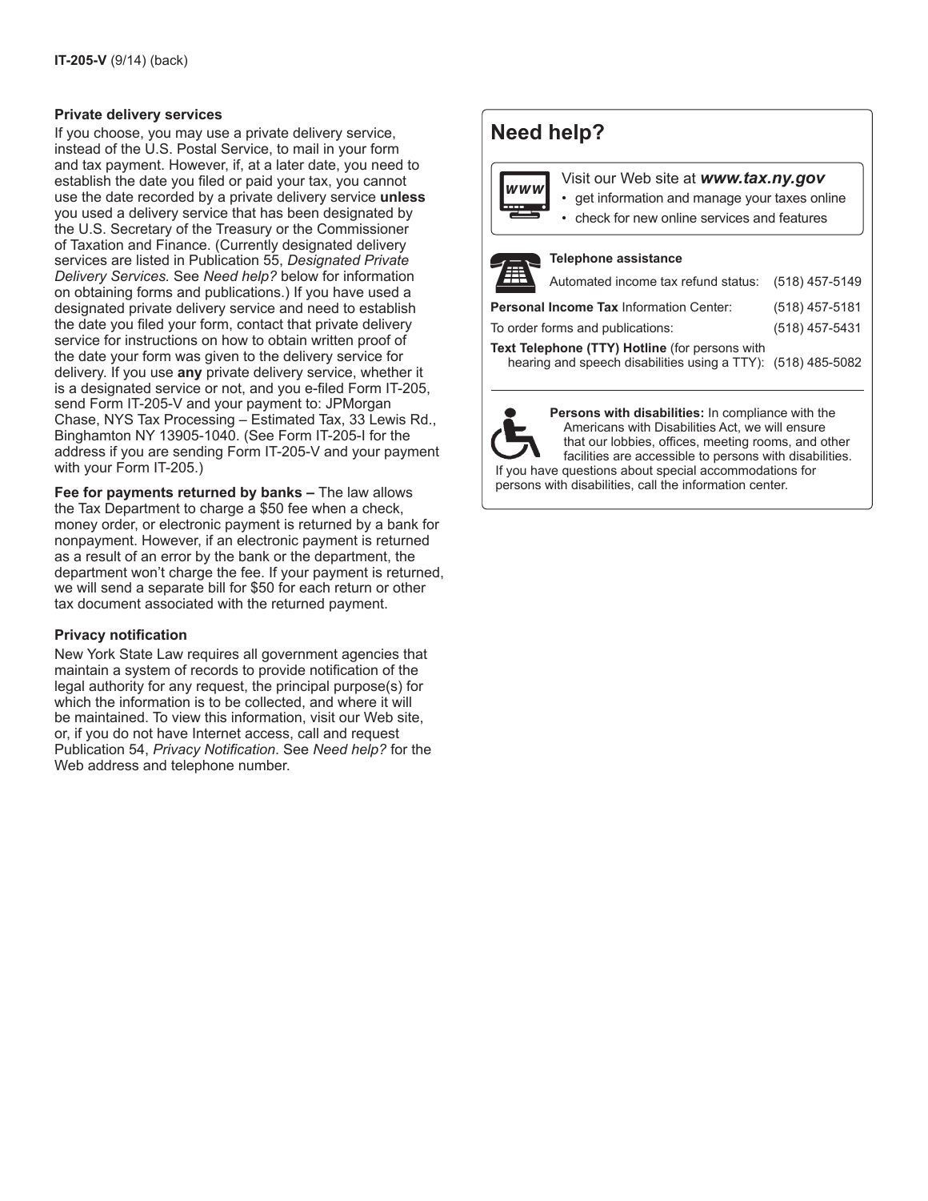### Private delivery services

If you choose, you may use a private delivery service, instead of the U.S. Postal Service, to mail in your form and tax payment. However, if, at a later date, you need to establish the date you filed or paid your tax, you cannot use the date recorded by a private delivery service **unless** you used a delivery service that has been designated by the U.S. Secretary of the Treasury or the Commissioner of Taxation and Finance. (Currently designated delivery services are listed in Publication 55, *Designated Private Delivery Services.* See *Need help?* below for information on obtaining forms and publications.) If you have used a designated private delivery service and need to establish the date you filed your form, contact that private delivery service for instructions on how to obtain written proof of the date your form was given to the delivery service for delivery. If you use **any** private delivery service, whether it is a designated service or not, and you e-filed Form IT-205, send Form IT-205-V and your payment to: JPMorgan Chase, NYS Tax Processing – Estimated Tax, 33 Lewis Rd., Binghamton NY 13905-1040. (See Form IT-205-I for the address if you are sending Form IT-205-V and your payment with your Form IT-205.)

**Fee for payments returned by banks –** The law allows the Tax Department to charge a $50 fee when a check, money order, or electronic payment is returned by a bank for nonpayment. However, if an electronic payment is returned as a result of an error by the bank or the department, the department won't charge the fee. If your payment is returned, we will send a separate bill for $50 for each return or other tax document associated with the returned payment.

### Privacy notification

New York State Law requires all government agencies that maintain a system of records to provide notification of the legal authority for any request, the principal purpose(s) for which the information is to be collected, and where it will be maintained. To view this information, visit our Web site, or, if you do not have Internet access, call and request Publication 54, *Privacy Notification*. See *Need help?* for the Web address and telephone number.

## Need help?

Visit our Web site at ***www.tax.ny.gov***

- get information and manage your taxes online
- check for new online services and features

**Telephone assistance**

| | |
|---|---|
| Automated income tax refund status: | (518) 457-5149 |
| **Personal Income Tax** Information Center: | (518) 457-5181 |
| To order forms and publications: | (518) 457-5431 |
| **Text Telephone (TTY) Hotline** (for persons with hearing and speech disabilities using a TTY): | (518) 485-5082 |

**Persons with disabilities:** In compliance with the Americans with Disabilities Act, we will ensure that our lobbies, offices, meeting rooms, and other facilities are accessible to persons with disabilities. If you have questions about special accommodations for persons with disabilities, call the information center.